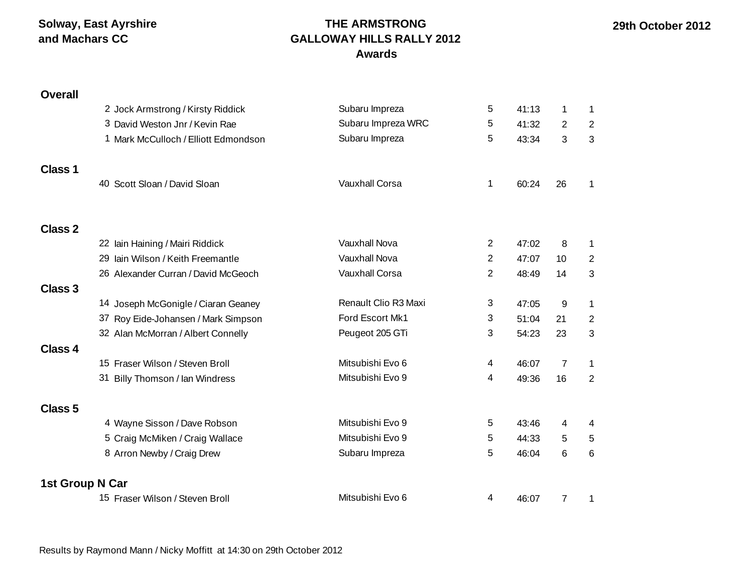Solway, East Ayrshire and Machars CC

# THE ARMSTRONG GALLOWAY HILLS RALLY 2012 Awards

29th October 2012

| | No. | Crew | Car | Class | Time | Pos | Class Pos |
|---|---|---|---|---|---|---|---|
| **Overall** | | | | | | | |
| | 2 | Jock Armstrong / Kirsty Riddick | Subaru Impreza | 5 | 41:13 | 1 | 1 |
| | 3 | David Weston Jnr / Kevin Rae | Subaru Impreza WRC | 5 | 41:32 | 2 | 2 |
| | 1 | Mark McCulloch / Elliott Edmondson | Subaru Impreza | 5 | 43:34 | 3 | 3 |
| **Class 1** | | | | | | | |
| | 40 | Scott Sloan / David Sloan | Vauxhall Corsa | 1 | 60:24 | 26 | 1 |
| **Class 2** | | | | | | | |
| | 22 | Iain Haining / Mairi Riddick | Vauxhall Nova | 2 | 47:02 | 8 | 1 |
| | 29 | Iain Wilson / Keith Freemantle | Vauxhall Nova | 2 | 47:07 | 10 | 2 |
| | 26 | Alexander Curran / David McGeoch | Vauxhall Corsa | 2 | 48:49 | 14 | 3 |
| **Class 3** | | | | | | | |
| | 14 | Joseph McGonigle / Ciaran Geaney | Renault Clio R3 Maxi | 3 | 47:05 | 9 | 1 |
| | 37 | Roy Eide-Johansen / Mark Simpson | Ford Escort Mk1 | 3 | 51:04 | 21 | 2 |
| | 32 | Alan McMorran / Albert Connelly | Peugeot 205 GTi | 3 | 54:23 | 23 | 3 |
| **Class 4** | | | | | | | |
| | 15 | Fraser Wilson / Steven Broll | Mitsubishi Evo 6 | 4 | 46:07 | 7 | 1 |
| | 31 | Billy Thomson / Ian Windress | Mitsubishi Evo 9 | 4 | 49:36 | 16 | 2 |
| **Class 5** | | | | | | | |
| | 4 | Wayne Sisson / Dave Robson | Mitsubishi Evo 9 | 5 | 43:46 | 4 | 4 |
| | 5 | Craig McMiken / Craig Wallace | Mitsubishi Evo 9 | 5 | 44:33 | 5 | 5 |
| | 8 | Arron Newby / Craig Drew | Subaru Impreza | 5 | 46:04 | 6 | 6 |
| **1st Group N Car** | | | | | | | |
| | 15 | Fraser Wilson / Steven Broll | Mitsubishi Evo 6 | 4 | 46:07 | 7 | 1 |

Results by Raymond Mann / Nicky Moffitt at 14:30 on 29th October 2012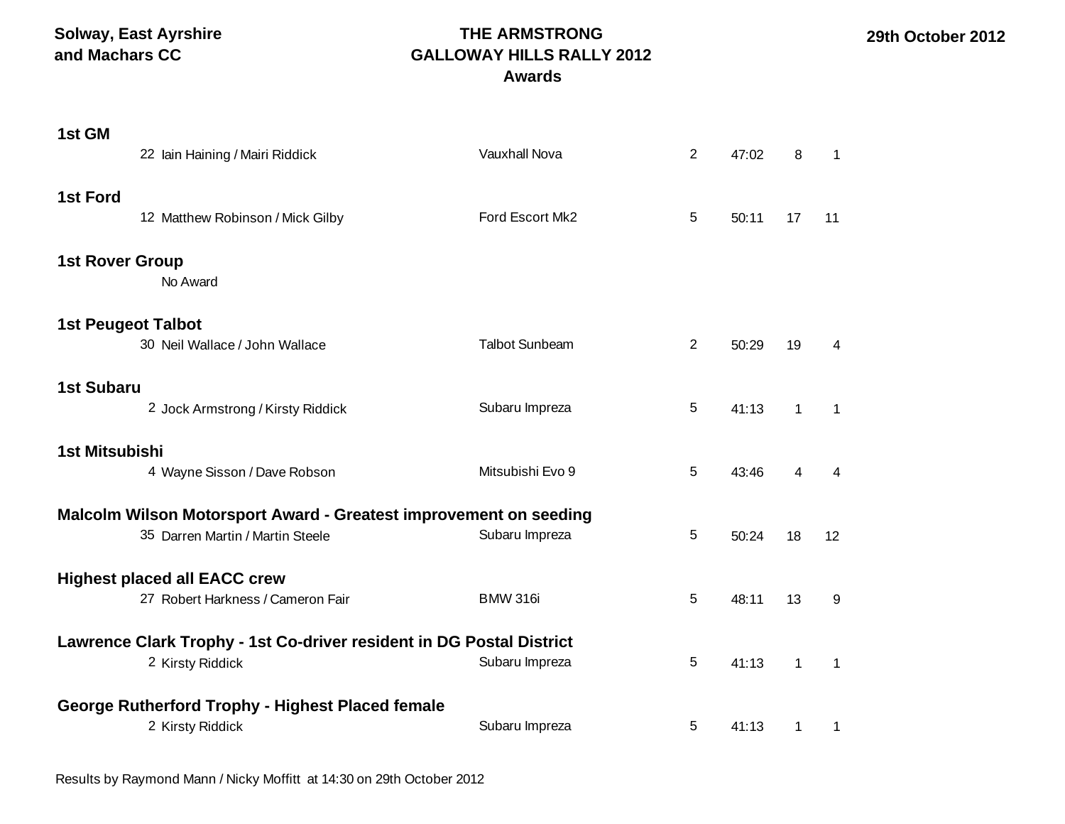Solway, East Ayrshire and Machars CC

**THE ARMSTRONG GALLOWAY HILLS RALLY 2012**
**Awards**

29th October 2012

### 1st GM

| No. | Crew | Car | Class | Time | O/A | Class Pos |
|---|---|---|---|---|---|---|
| 22 | Iain Haining / Mairi Riddick | Vauxhall Nova | 2 | 47:02 | 8 | 1 |

### 1st Ford

| No. | Crew | Car | Class | Time | O/A | Class Pos |
|---|---|---|---|---|---|---|
| 12 | Matthew Robinson / Mick Gilby | Ford Escort Mk2 | 5 | 50:11 | 17 | 11 |

### 1st Rover Group

No Award

### 1st Peugeot Talbot

| No. | Crew | Car | Class | Time | O/A | Class Pos |
|---|---|---|---|---|---|---|
| 30 | Neil Wallace / John Wallace | Talbot Sunbeam | 2 | 50:29 | 19 | 4 |

### 1st Subaru

| No. | Crew | Car | Class | Time | O/A | Class Pos |
|---|---|---|---|---|---|---|
| 2 | Jock Armstrong / Kirsty Riddick | Subaru Impreza | 5 | 41:13 | 1 | 1 |

### 1st Mitsubishi

| No. | Crew | Car | Class | Time | O/A | Class Pos |
|---|---|---|---|---|---|---|
| 4 | Wayne Sisson / Dave Robson | Mitsubishi Evo 9 | 5 | 43:46 | 4 | 4 |

### Malcolm Wilson Motorsport Award - Greatest improvement on seeding

| No. | Crew | Car | Class | Time | O/A | Class Pos |
|---|---|---|---|---|---|---|
| 35 | Darren Martin / Martin Steele | Subaru Impreza | 5 | 50:24 | 18 | 12 |

### Highest placed all EACC crew

| No. | Crew | Car | Class | Time | O/A | Class Pos |
|---|---|---|---|---|---|---|
| 27 | Robert Harkness / Cameron Fair | BMW 316i | 5 | 48:11 | 13 | 9 |

### Lawrence Clark Trophy - 1st Co-driver resident in DG Postal District

| No. | Crew | Car | Class | Time | O/A | Class Pos |
|---|---|---|---|---|---|---|
| 2 | Kirsty Riddick | Subaru Impreza | 5 | 41:13 | 1 | 1 |

### George Rutherford Trophy - Highest Placed female

| No. | Crew | Car | Class | Time | O/A | Class Pos |
|---|---|---|---|---|---|---|
| 2 | Kirsty Riddick | Subaru Impreza | 5 | 41:13 | 1 | 1 |

Results by Raymond Mann / Nicky Moffitt at 14:30 on 29th October 2012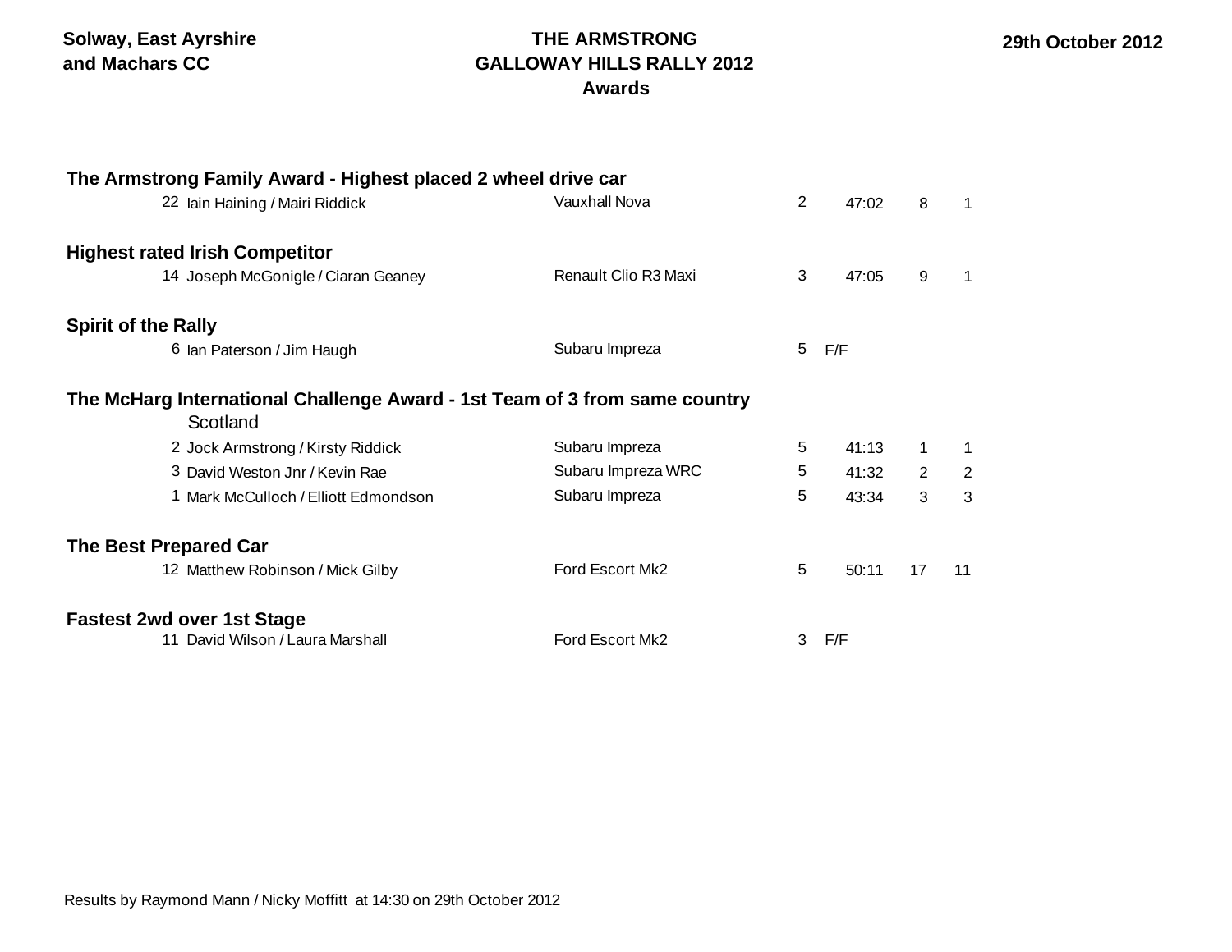**Solway, East Ayrshire and Machars CC**

# THE ARMSTRONG GALLOWAY HILLS RALLY 2012

## Awards

**29th October 2012**

### The Armstrong Family Award - Highest placed 2 wheel drive car

| No. | Crew | Car | Class | Time | Pos | Class Pos |
|---|---|---|---|---|---|---|
| 22 | Iain Haining / Mairi Riddick | Vauxhall Nova | 2 | 47:02 | 8 | 1 |

### Highest rated Irish Competitor

| No. | Crew | Car | Class | Time | Pos | Class Pos |
|---|---|---|---|---|---|---|
| 14 | Joseph McGonigle / Ciaran Geaney | Renault Clio R3 Maxi | 3 | 47:05 | 9 | 1 |

### Spirit of the Rally

| No. | Crew | Car | Class | Time | Pos | Class Pos |
|---|---|---|---|---|---|---|
| 6 | Ian Paterson / Jim Haugh | Subaru Impreza | 5 | F/F | | |

### The McHarg International Challenge Award - 1st Team of 3 from same country

Scotland

| No. | Crew | Car | Class | Time | Pos | Class Pos |
|---|---|---|---|---|---|---|
| 2 | Jock Armstrong / Kirsty Riddick | Subaru Impreza | 5 | 41:13 | 1 | 1 |
| 3 | David Weston Jnr / Kevin Rae | Subaru Impreza WRC | 5 | 41:32 | 2 | 2 |
| 1 | Mark McCulloch / Elliott Edmondson | Subaru Impreza | 5 | 43:34 | 3 | 3 |

### The Best Prepared Car

| No. | Crew | Car | Class | Time | Pos | Class Pos |
|---|---|---|---|---|---|---|
| 12 | Matthew Robinson / Mick Gilby | Ford Escort Mk2 | 5 | 50:11 | 17 | 11 |

### Fastest 2wd over 1st Stage

| No. | Crew | Car | Class | Time | Pos | Class Pos |
|---|---|---|---|---|---|---|
| 11 | David Wilson / Laura Marshall | Ford Escort Mk2 | 3 | F/F | | |

Results by Raymond Mann / Nicky Moffitt at 14:30 on 29th October 2012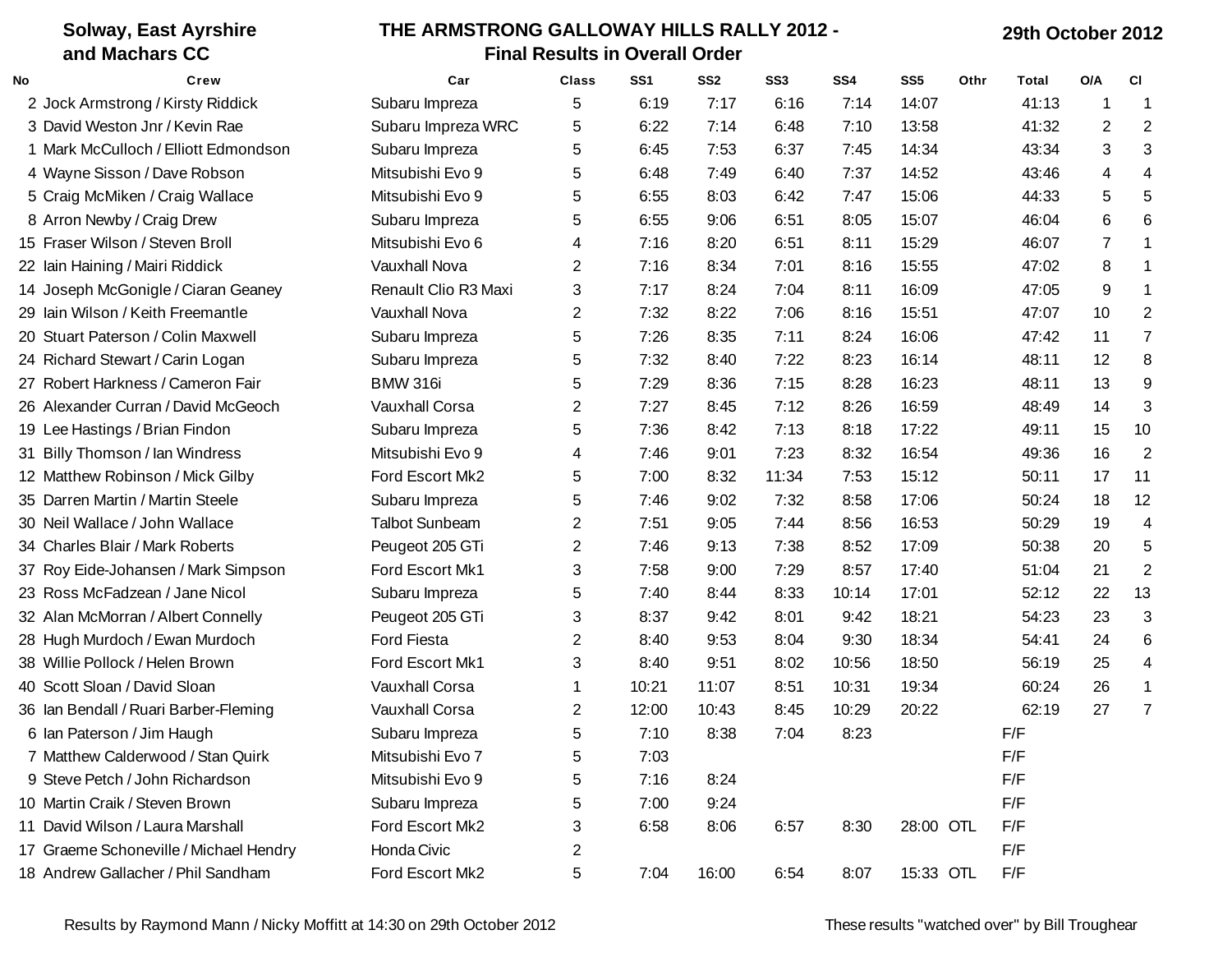**Solway, East Ayrshire and Machars CC**

# THE ARMSTRONG GALLOWAY HILLS RALLY 2012 - Final Results in Overall Order

**29th October 2012**

| No | Crew | Car | Class | SS1 | SS2 | SS3 | SS4 | SS5 | Othr | Total | O/A | Cl |
|---|---|---|---|---|---|---|---|---|---|---|---|---|
| 2 | Jock Armstrong / Kirsty Riddick | Subaru Impreza | 5 | 6:19 | 7:17 | 6:16 | 7:14 | 14:07 | | 41:13 | 1 | 1 |
| 3 | David Weston Jnr / Kevin Rae | Subaru Impreza WRC | 5 | 6:22 | 7:14 | 6:48 | 7:10 | 13:58 | | 41:32 | 2 | 2 |
| 1 | Mark McCulloch / Elliott Edmondson | Subaru Impreza | 5 | 6:45 | 7:53 | 6:37 | 7:45 | 14:34 | | 43:34 | 3 | 3 |
| 4 | Wayne Sisson / Dave Robson | Mitsubishi Evo 9 | 5 | 6:48 | 7:49 | 6:40 | 7:37 | 14:52 | | 43:46 | 4 | 4 |
| 5 | Craig McMiken / Craig Wallace | Mitsubishi Evo 9 | 5 | 6:55 | 8:03 | 6:42 | 7:47 | 15:06 | | 44:33 | 5 | 5 |
| 8 | Arron Newby / Craig Drew | Subaru Impreza | 5 | 6:55 | 9:06 | 6:51 | 8:05 | 15:07 | | 46:04 | 6 | 6 |
| 15 | Fraser Wilson / Steven Broll | Mitsubishi Evo 6 | 4 | 7:16 | 8:20 | 6:51 | 8:11 | 15:29 | | 46:07 | 7 | 1 |
| 22 | Iain Haining / Mairi Riddick | Vauxhall Nova | 2 | 7:16 | 8:34 | 7:01 | 8:16 | 15:55 | | 47:02 | 8 | 1 |
| 14 | Joseph McGonigle / Ciaran Geaney | Renault Clio R3 Maxi | 3 | 7:17 | 8:24 | 7:04 | 8:11 | 16:09 | | 47:05 | 9 | 1 |
| 29 | Iain Wilson / Keith Freemantle | Vauxhall Nova | 2 | 7:32 | 8:22 | 7:06 | 8:16 | 15:51 | | 47:07 | 10 | 2 |
| 20 | Stuart Paterson / Colin Maxwell | Subaru Impreza | 5 | 7:26 | 8:35 | 7:11 | 8:24 | 16:06 | | 47:42 | 11 | 7 |
| 24 | Richard Stewart / Carin Logan | Subaru Impreza | 5 | 7:32 | 8:40 | 7:22 | 8:23 | 16:14 | | 48:11 | 12 | 8 |
| 27 | Robert Harkness / Cameron Fair | BMW 316i | 5 | 7:29 | 8:36 | 7:15 | 8:28 | 16:23 | | 48:11 | 13 | 9 |
| 26 | Alexander Curran / David McGeoch | Vauxhall Corsa | 2 | 7:27 | 8:45 | 7:12 | 8:26 | 16:59 | | 48:49 | 14 | 3 |
| 19 | Lee Hastings / Brian Findon | Subaru Impreza | 5 | 7:36 | 8:42 | 7:13 | 8:18 | 17:22 | | 49:11 | 15 | 10 |
| 31 | Billy Thomson / Ian Windress | Mitsubishi Evo 9 | 4 | 7:46 | 9:01 | 7:23 | 8:32 | 16:54 | | 49:36 | 16 | 2 |
| 12 | Matthew Robinson / Mick Gilby | Ford Escort Mk2 | 5 | 7:00 | 8:32 | 11:34 | 7:53 | 15:12 | | 50:11 | 17 | 11 |
| 35 | Darren Martin / Martin Steele | Subaru Impreza | 5 | 7:46 | 9:02 | 7:32 | 8:58 | 17:06 | | 50:24 | 18 | 12 |
| 30 | Neil Wallace / John Wallace | Talbot Sunbeam | 2 | 7:51 | 9:05 | 7:44 | 8:56 | 16:53 | | 50:29 | 19 | 4 |
| 34 | Charles Blair / Mark Roberts | Peugeot 205 GTi | 2 | 7:46 | 9:13 | 7:38 | 8:52 | 17:09 | | 50:38 | 20 | 5 |
| 37 | Roy Eide-Johansen / Mark Simpson | Ford Escort Mk1 | 3 | 7:58 | 9:00 | 7:29 | 8:57 | 17:40 | | 51:04 | 21 | 2 |
| 23 | Ross McFadzean / Jane Nicol | Subaru Impreza | 5 | 7:40 | 8:44 | 8:33 | 10:14 | 17:01 | | 52:12 | 22 | 13 |
| 32 | Alan McMorran / Albert Connelly | Peugeot 205 GTi | 3 | 8:37 | 9:42 | 8:01 | 9:42 | 18:21 | | 54:23 | 23 | 3 |
| 28 | Hugh Murdoch / Ewan Murdoch | Ford Fiesta | 2 | 8:40 | 9:53 | 8:04 | 9:30 | 18:34 | | 54:41 | 24 | 6 |
| 38 | Willie Pollock / Helen Brown | Ford Escort Mk1 | 3 | 8:40 | 9:51 | 8:02 | 10:56 | 18:50 | | 56:19 | 25 | 4 |
| 40 | Scott Sloan / David Sloan | Vauxhall Corsa | 1 | 10:21 | 11:07 | 8:51 | 10:31 | 19:34 | | 60:24 | 26 | 1 |
| 36 | Ian Bendall / Ruari Barber-Fleming | Vauxhall Corsa | 2 | 12:00 | 10:43 | 8:45 | 10:29 | 20:22 | | 62:19 | 27 | 7 |
| 6 | Ian Paterson / Jim Haugh | Subaru Impreza | 5 | 7:10 | 8:38 | 7:04 | 8:23 | | | F/F | | |
| 7 | Matthew Calderwood / Stan Quirk | Mitsubishi Evo 7 | 5 | 7:03 | | | | | | F/F | | |
| 9 | Steve Petch / John Richardson | Mitsubishi Evo 9 | 5 | 7:16 | 8:24 | | | | | F/F | | |
| 10 | Martin Craik / Steven Brown | Subaru Impreza | 5 | 7:00 | 9:24 | | | | | F/F | | |
| 11 | David Wilson / Laura Marshall | Ford Escort Mk2 | 3 | 6:58 | 8:06 | 6:57 | 8:30 | 28:00 | OTL | F/F | | |
| 17 | Graeme Schoneville / Michael Hendry | Honda Civic | 2 | | | | | | | F/F | | |
| 18 | Andrew Gallacher / Phil Sandham | Ford Escort Mk2 | 5 | 7:04 | 16:00 | 6:54 | 8:07 | 15:33 | OTL | F/F | | |

Results by Raymond Mann / Nicky Moffitt at 14:30 on 29th October 2012

These results "watched over" by Bill Troughear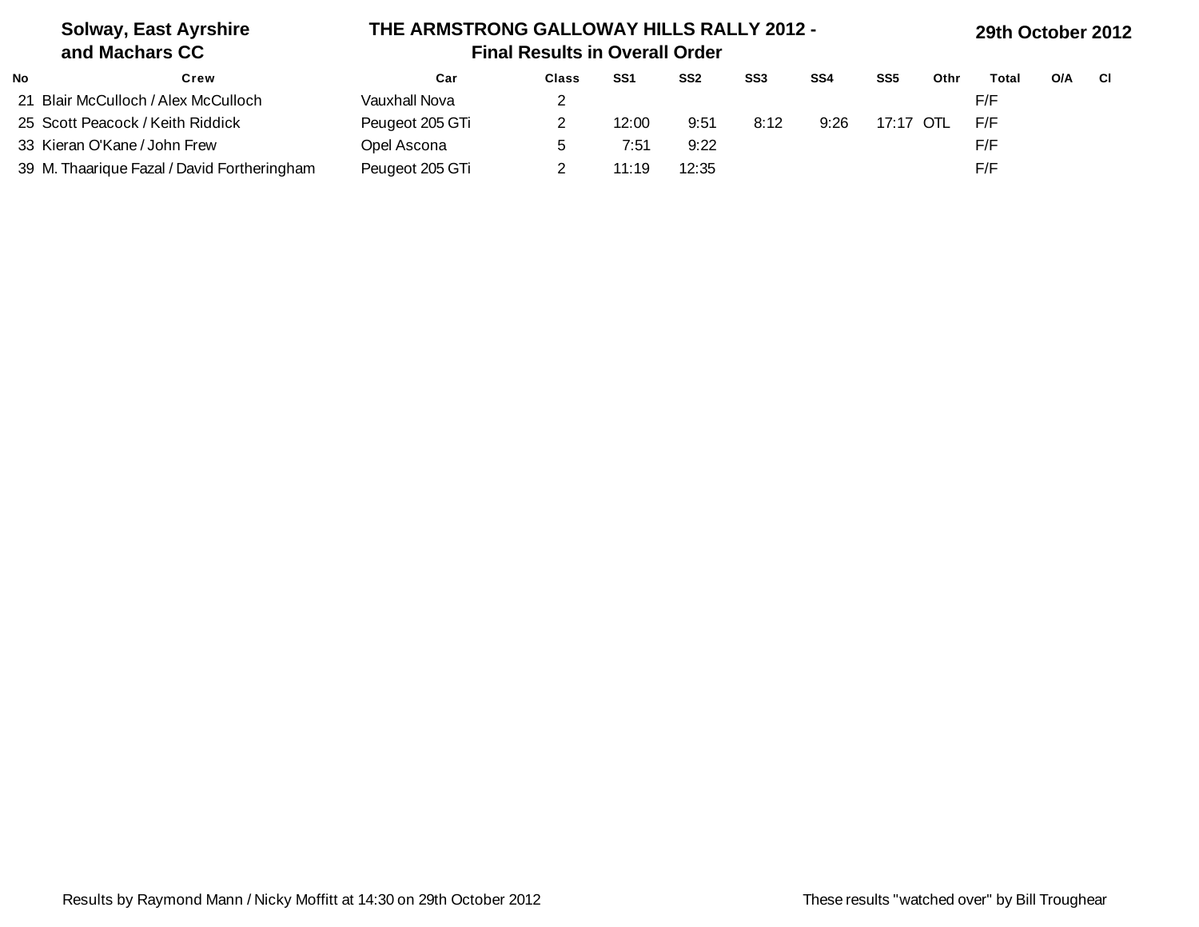**Solway, East Ayrshire and Machars CC**

**THE ARMSTRONG GALLOWAY HILLS RALLY 2012 - Final Results in Overall Order**

**29th October 2012**

| No | Crew | Car | Class | SS1 | SS2 | SS3 | SS4 | SS5 | Othr | Total | O/A | Cl |
|---|---|---|---|---|---|---|---|---|---|---|---|---|
| 21 | Blair McCulloch / Alex McCulloch | Vauxhall Nova | 2 | | | | | | | F/F | | |
| 25 | Scott Peacock / Keith Riddick | Peugeot 205 GTi | 2 | 12:00 | 9:51 | 8:12 | 9:26 | 17:17 | OTL | F/F | | |
| 33 | Kieran O'Kane / John Frew | Opel Ascona | 5 | 7:51 | 9:22 | | | | | F/F | | |
| 39 | M. Thaarique Fazal / David Fortheringham | Peugeot 205 GTi | 2 | 11:19 | 12:35 | | | | | F/F | | |

Results by Raymond Mann / Nicky Moffitt at 14:30 on 29th October 2012

These results "watched over" by Bill Troughear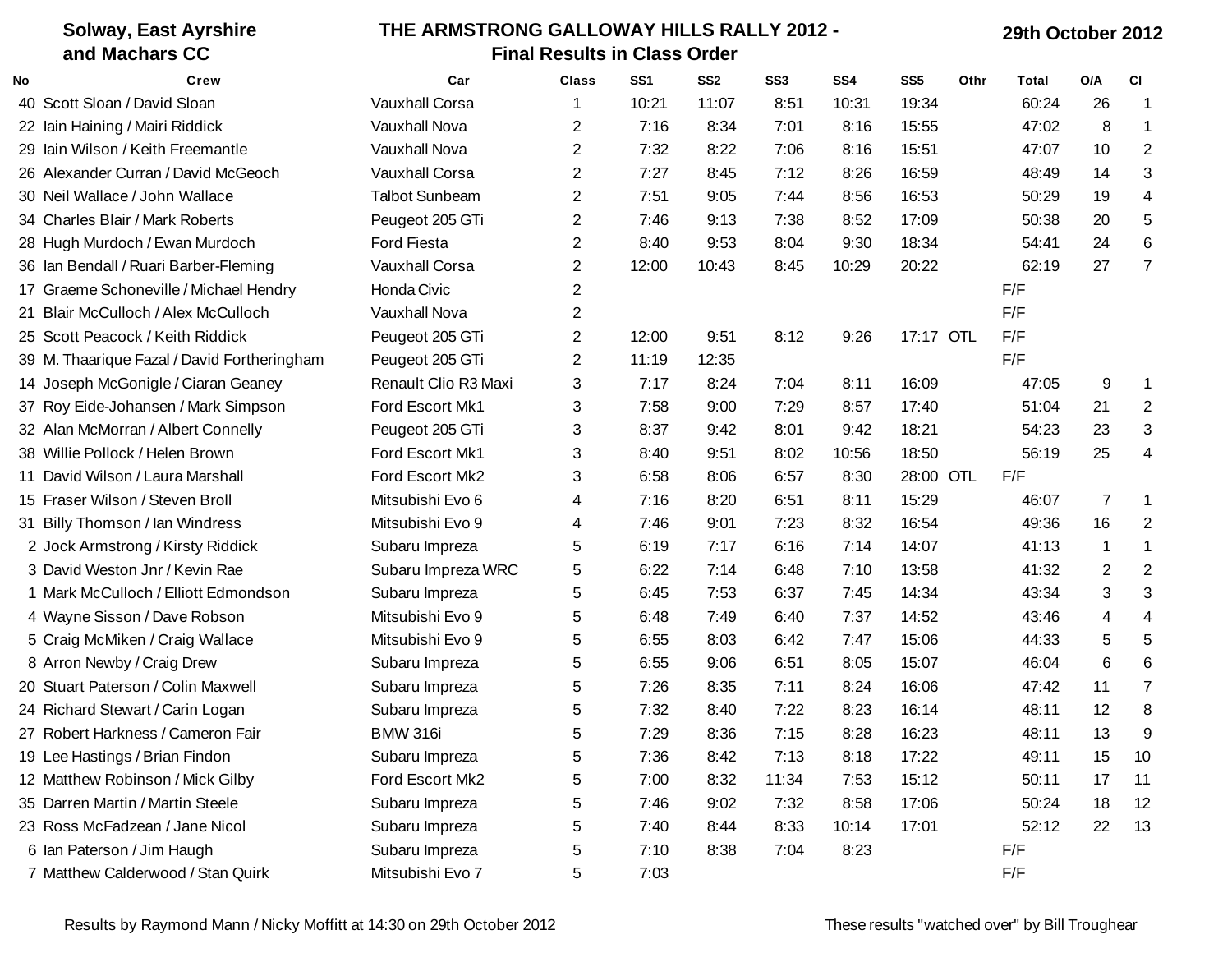**Solway, East Ayrshire and Machars CC**

# THE ARMSTRONG GALLOWAY HILLS RALLY 2012 - Final Results in Class Order

**29th October 2012**

| No | Crew | Car | Class | SS1 | SS2 | SS3 | SS4 | SS5 | Othr | Total | O/A | Cl |
|---|---|---|---|---|---|---|---|---|---|---|---|---|
| 40 | Scott Sloan / David Sloan | Vauxhall Corsa | 1 | 10:21 | 11:07 | 8:51 | 10:31 | 19:34 | | 60:24 | 26 | 1 |
| 22 | Iain Haining / Mairi Riddick | Vauxhall Nova | 2 | 7:16 | 8:34 | 7:01 | 8:16 | 15:55 | | 47:02 | 8 | 1 |
| 29 | Iain Wilson / Keith Freemantle | Vauxhall Nova | 2 | 7:32 | 8:22 | 7:06 | 8:16 | 15:51 | | 47:07 | 10 | 2 |
| 26 | Alexander Curran / David McGeoch | Vauxhall Corsa | 2 | 7:27 | 8:45 | 7:12 | 8:26 | 16:59 | | 48:49 | 14 | 3 |
| 30 | Neil Wallace / John Wallace | Talbot Sunbeam | 2 | 7:51 | 9:05 | 7:44 | 8:56 | 16:53 | | 50:29 | 19 | 4 |
| 34 | Charles Blair / Mark Roberts | Peugeot 205 GTi | 2 | 7:46 | 9:13 | 7:38 | 8:52 | 17:09 | | 50:38 | 20 | 5 |
| 28 | Hugh Murdoch / Ewan Murdoch | Ford Fiesta | 2 | 8:40 | 9:53 | 8:04 | 9:30 | 18:34 | | 54:41 | 24 | 6 |
| 36 | Ian Bendall / Ruari Barber-Fleming | Vauxhall Corsa | 2 | 12:00 | 10:43 | 8:45 | 10:29 | 20:22 | | 62:19 | 27 | 7 |
| 17 | Graeme Schoneville / Michael Hendry | Honda Civic | 2 | | | | | | | F/F | | |
| 21 | Blair McCulloch / Alex McCulloch | Vauxhall Nova | 2 | | | | | | | F/F | | |
| 25 | Scott Peacock / Keith Riddick | Peugeot 205 GTi | 2 | 12:00 | 9:51 | 8:12 | 9:26 | 17:17 | OTL | F/F | | |
| 39 | M. Thaarique Fazal / David Fortheringham | Peugeot 205 GTi | 2 | 11:19 | 12:35 | | | | | F/F | | |
| 14 | Joseph McGonigle / Ciaran Geaney | Renault Clio R3 Maxi | 3 | 7:17 | 8:24 | 7:04 | 8:11 | 16:09 | | 47:05 | 9 | 1 |
| 37 | Roy Eide-Johansen / Mark Simpson | Ford Escort Mk1 | 3 | 7:58 | 9:00 | 7:29 | 8:57 | 17:40 | | 51:04 | 21 | 2 |
| 32 | Alan McMorran / Albert Connelly | Peugeot 205 GTi | 3 | 8:37 | 9:42 | 8:01 | 9:42 | 18:21 | | 54:23 | 23 | 3 |
| 38 | Willie Pollock / Helen Brown | Ford Escort Mk1 | 3 | 8:40 | 9:51 | 8:02 | 10:56 | 18:50 | | 56:19 | 25 | 4 |
| 11 | David Wilson / Laura Marshall | Ford Escort Mk2 | 3 | 6:58 | 8:06 | 6:57 | 8:30 | 28:00 | OTL | F/F | | |
| 15 | Fraser Wilson / Steven Broll | Mitsubishi Evo 6 | 4 | 7:16 | 8:20 | 6:51 | 8:11 | 15:29 | | 46:07 | 7 | 1 |
| 31 | Billy Thomson / Ian Windress | Mitsubishi Evo 9 | 4 | 7:46 | 9:01 | 7:23 | 8:32 | 16:54 | | 49:36 | 16 | 2 |
| 2 | Jock Armstrong / Kirsty Riddick | Subaru Impreza | 5 | 6:19 | 7:17 | 6:16 | 7:14 | 14:07 | | 41:13 | 1 | 1 |
| 3 | David Weston Jnr / Kevin Rae | Subaru Impreza WRC | 5 | 6:22 | 7:14 | 6:48 | 7:10 | 13:58 | | 41:32 | 2 | 2 |
| 1 | Mark McCulloch / Elliott Edmondson | Subaru Impreza | 5 | 6:45 | 7:53 | 6:37 | 7:45 | 14:34 | | 43:34 | 3 | 3 |
| 4 | Wayne Sisson / Dave Robson | Mitsubishi Evo 9 | 5 | 6:48 | 7:49 | 6:40 | 7:37 | 14:52 | | 43:46 | 4 | 4 |
| 5 | Craig McMiken / Craig Wallace | Mitsubishi Evo 9 | 5 | 6:55 | 8:03 | 6:42 | 7:47 | 15:06 | | 44:33 | 5 | 5 |
| 8 | Arron Newby / Craig Drew | Subaru Impreza | 5 | 6:55 | 9:06 | 6:51 | 8:05 | 15:07 | | 46:04 | 6 | 6 |
| 20 | Stuart Paterson / Colin Maxwell | Subaru Impreza | 5 | 7:26 | 8:35 | 7:11 | 8:24 | 16:06 | | 47:42 | 11 | 7 |
| 24 | Richard Stewart / Carin Logan | Subaru Impreza | 5 | 7:32 | 8:40 | 7:22 | 8:23 | 16:14 | | 48:11 | 12 | 8 |
| 27 | Robert Harkness / Cameron Fair | BMW 316i | 5 | 7:29 | 8:36 | 7:15 | 8:28 | 16:23 | | 48:11 | 13 | 9 |
| 19 | Lee Hastings / Brian Findon | Subaru Impreza | 5 | 7:36 | 8:42 | 7:13 | 8:18 | 17:22 | | 49:11 | 15 | 10 |
| 12 | Matthew Robinson / Mick Gilby | Ford Escort Mk2 | 5 | 7:00 | 8:32 | 11:34 | 7:53 | 15:12 | | 50:11 | 17 | 11 |
| 35 | Darren Martin / Martin Steele | Subaru Impreza | 5 | 7:46 | 9:02 | 7:32 | 8:58 | 17:06 | | 50:24 | 18 | 12 |
| 23 | Ross McFadzean / Jane Nicol | Subaru Impreza | 5 | 7:40 | 8:44 | 8:33 | 10:14 | 17:01 | | 52:12 | 22 | 13 |
| 6 | Ian Paterson / Jim Haugh | Subaru Impreza | 5 | 7:10 | 8:38 | 7:04 | 8:23 | | | F/F | | |
| 7 | Matthew Calderwood / Stan Quirk | Mitsubishi Evo 7 | 5 | 7:03 | | | | | | F/F | | |

Results by Raymond Mann / Nicky Moffitt at 14:30 on 29th October 2012

These results "watched over" by Bill Troughear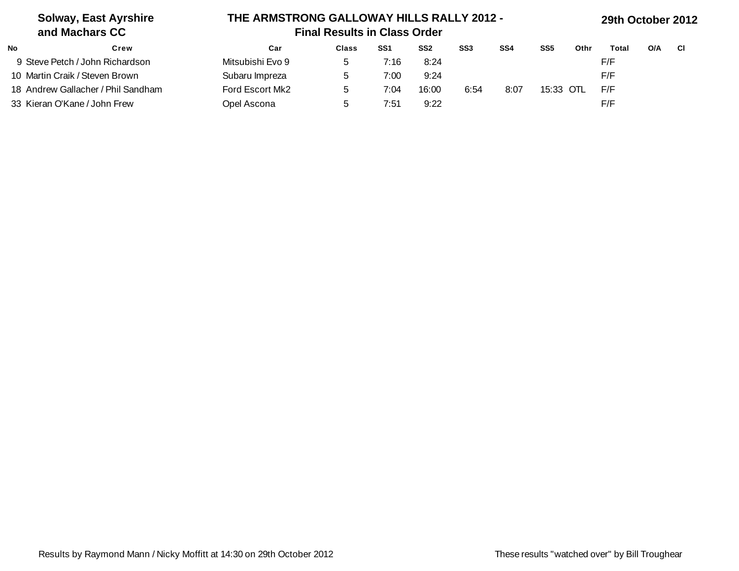**Solway, East Ayrshire and Machars CC**

# THE ARMSTRONG GALLOWAY HILLS RALLY 2012 - Final Results in Class Order

**29th October 2012**

| No | Crew | Car | Class | SS1 | SS2 | SS3 | SS4 | SS5 | Othr | Total | O/A | Cl |
|---|---|---|---|---|---|---|---|---|---|---|---|---|
| 9 | Steve Petch / John Richardson | Mitsubishi Evo 9 | 5 | 7:16 | 8:24 | | | | | F/F | | |
| 10 | Martin Craik / Steven Brown | Subaru Impreza | 5 | 7:00 | 9:24 | | | | | F/F | | |
| 18 | Andrew Gallacher / Phil Sandham | Ford Escort Mk2 | 5 | 7:04 | 16:00 | 6:54 | 8:07 | 15:33 | OTL | F/F | | |
| 33 | Kieran O'Kane / John Frew | Opel Ascona | 5 | 7:51 | 9:22 | | | | | F/F | | |

Results by Raymond Mann / Nicky Moffitt at 14:30 on 29th October 2012

These results "watched over" by Bill Troughear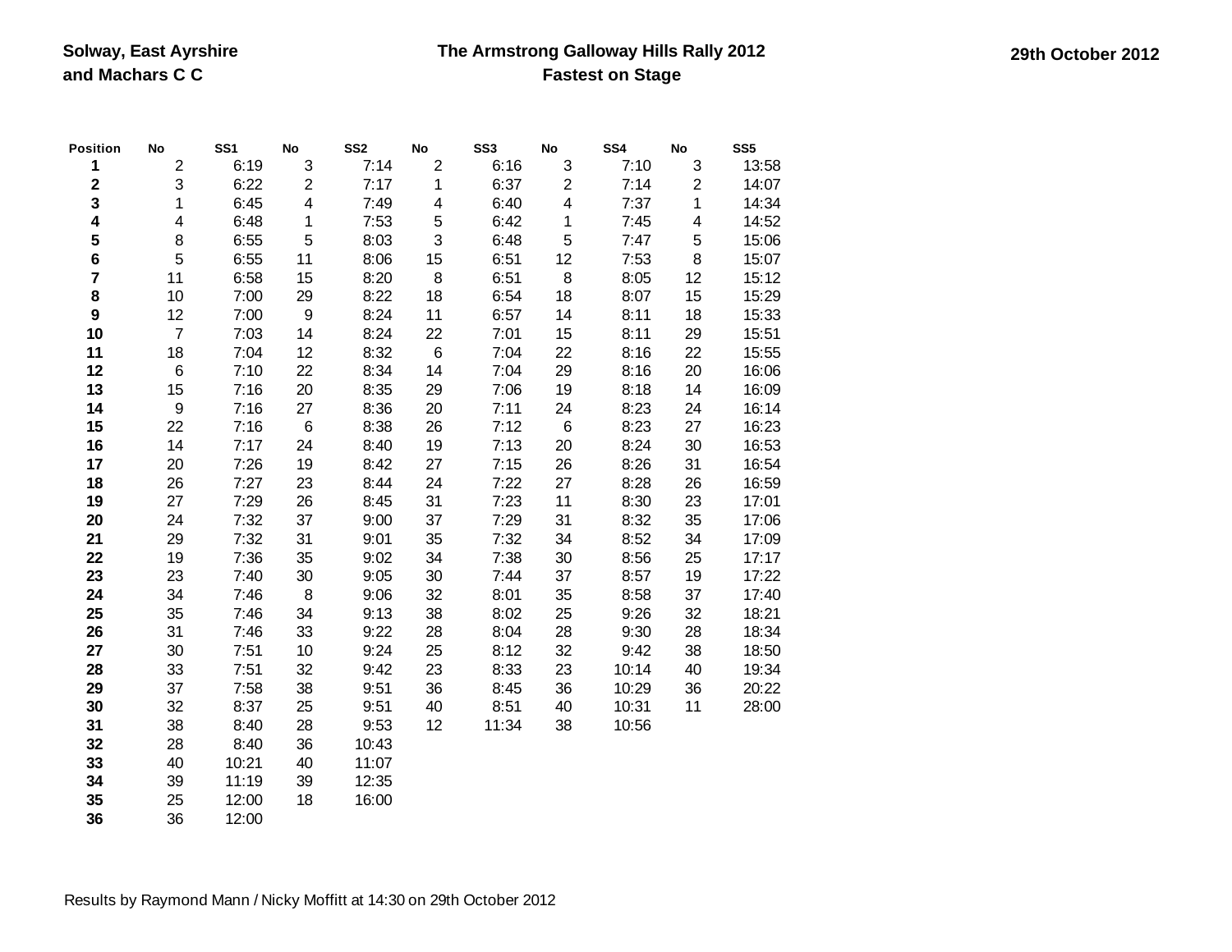Solway, East Ayrshire
and Machars C C

**The Armstrong Galloway Hills Rally 2012**
**Fastest on Stage**

**29th October 2012**

| Position | No | SS1 | No | SS2 | No | SS3 | No | SS4 | No | SS5 |
|---|---|---|---|---|---|---|---|---|---|---|
| **1** | 2 | 6:19 | 3 | 7:14 | 2 | 6:16 | 3 | 7:10 | 3 | 13:58 |
| **2** | 3 | 6:22 | 2 | 7:17 | 1 | 6:37 | 2 | 7:14 | 2 | 14:07 |
| **3** | 1 | 6:45 | 4 | 7:49 | 4 | 6:40 | 4 | 7:37 | 1 | 14:34 |
| **4** | 4 | 6:48 | 1 | 7:53 | 5 | 6:42 | 1 | 7:45 | 4 | 14:52 |
| **5** | 8 | 6:55 | 5 | 8:03 | 3 | 6:48 | 5 | 7:47 | 5 | 15:06 |
| **6** | 5 | 6:55 | 11 | 8:06 | 15 | 6:51 | 12 | 7:53 | 8 | 15:07 |
| **7** | 11 | 6:58 | 15 | 8:20 | 8 | 6:51 | 8 | 8:05 | 12 | 15:12 |
| **8** | 10 | 7:00 | 29 | 8:22 | 18 | 6:54 | 18 | 8:07 | 15 | 15:29 |
| **9** | 12 | 7:00 | 9 | 8:24 | 11 | 6:57 | 14 | 8:11 | 18 | 15:33 |
| **10** | 7 | 7:03 | 14 | 8:24 | 22 | 7:01 | 15 | 8:11 | 29 | 15:51 |
| **11** | 18 | 7:04 | 12 | 8:32 | 6 | 7:04 | 22 | 8:16 | 22 | 15:55 |
| **12** | 6 | 7:10 | 22 | 8:34 | 14 | 7:04 | 29 | 8:16 | 20 | 16:06 |
| **13** | 15 | 7:16 | 20 | 8:35 | 29 | 7:06 | 19 | 8:18 | 14 | 16:09 |
| **14** | 9 | 7:16 | 27 | 8:36 | 20 | 7:11 | 24 | 8:23 | 24 | 16:14 |
| **15** | 22 | 7:16 | 6 | 8:38 | 26 | 7:12 | 6 | 8:23 | 27 | 16:23 |
| **16** | 14 | 7:17 | 24 | 8:40 | 19 | 7:13 | 20 | 8:24 | 30 | 16:53 |
| **17** | 20 | 7:26 | 19 | 8:42 | 27 | 7:15 | 26 | 8:26 | 31 | 16:54 |
| **18** | 26 | 7:27 | 23 | 8:44 | 24 | 7:22 | 27 | 8:28 | 26 | 16:59 |
| **19** | 27 | 7:29 | 26 | 8:45 | 31 | 7:23 | 11 | 8:30 | 23 | 17:01 |
| **20** | 24 | 7:32 | 37 | 9:00 | 37 | 7:29 | 31 | 8:32 | 35 | 17:06 |
| **21** | 29 | 7:32 | 31 | 9:01 | 35 | 7:32 | 34 | 8:52 | 34 | 17:09 |
| **22** | 19 | 7:36 | 35 | 9:02 | 34 | 7:38 | 30 | 8:56 | 25 | 17:17 |
| **23** | 23 | 7:40 | 30 | 9:05 | 30 | 7:44 | 37 | 8:57 | 19 | 17:22 |
| **24** | 34 | 7:46 | 8 | 9:06 | 32 | 8:01 | 35 | 8:58 | 37 | 17:40 |
| **25** | 35 | 7:46 | 34 | 9:13 | 38 | 8:02 | 25 | 9:26 | 32 | 18:21 |
| **26** | 31 | 7:46 | 33 | 9:22 | 28 | 8:04 | 28 | 9:30 | 28 | 18:34 |
| **27** | 30 | 7:51 | 10 | 9:24 | 25 | 8:12 | 32 | 9:42 | 38 | 18:50 |
| **28** | 33 | 7:51 | 32 | 9:42 | 23 | 8:33 | 23 | 10:14 | 40 | 19:34 |
| **29** | 37 | 7:58 | 38 | 9:51 | 36 | 8:45 | 36 | 10:29 | 36 | 20:22 |
| **30** | 32 | 8:37 | 25 | 9:51 | 40 | 8:51 | 40 | 10:31 | 11 | 28:00 |
| **31** | 38 | 8:40 | 28 | 9:53 | 12 | 11:34 | 38 | 10:56 | | |
| **32** | 28 | 8:40 | 36 | 10:43 | | | | | | |
| **33** | 40 | 10:21 | 40 | 11:07 | | | | | | |
| **34** | 39 | 11:19 | 39 | 12:35 | | | | | | |
| **35** | 25 | 12:00 | 18 | 16:00 | | | | | | |
| **36** | 36 | 12:00 | | | | | | | | |

Results by Raymond Mann / Nicky Moffitt at 14:30 on 29th October 2012